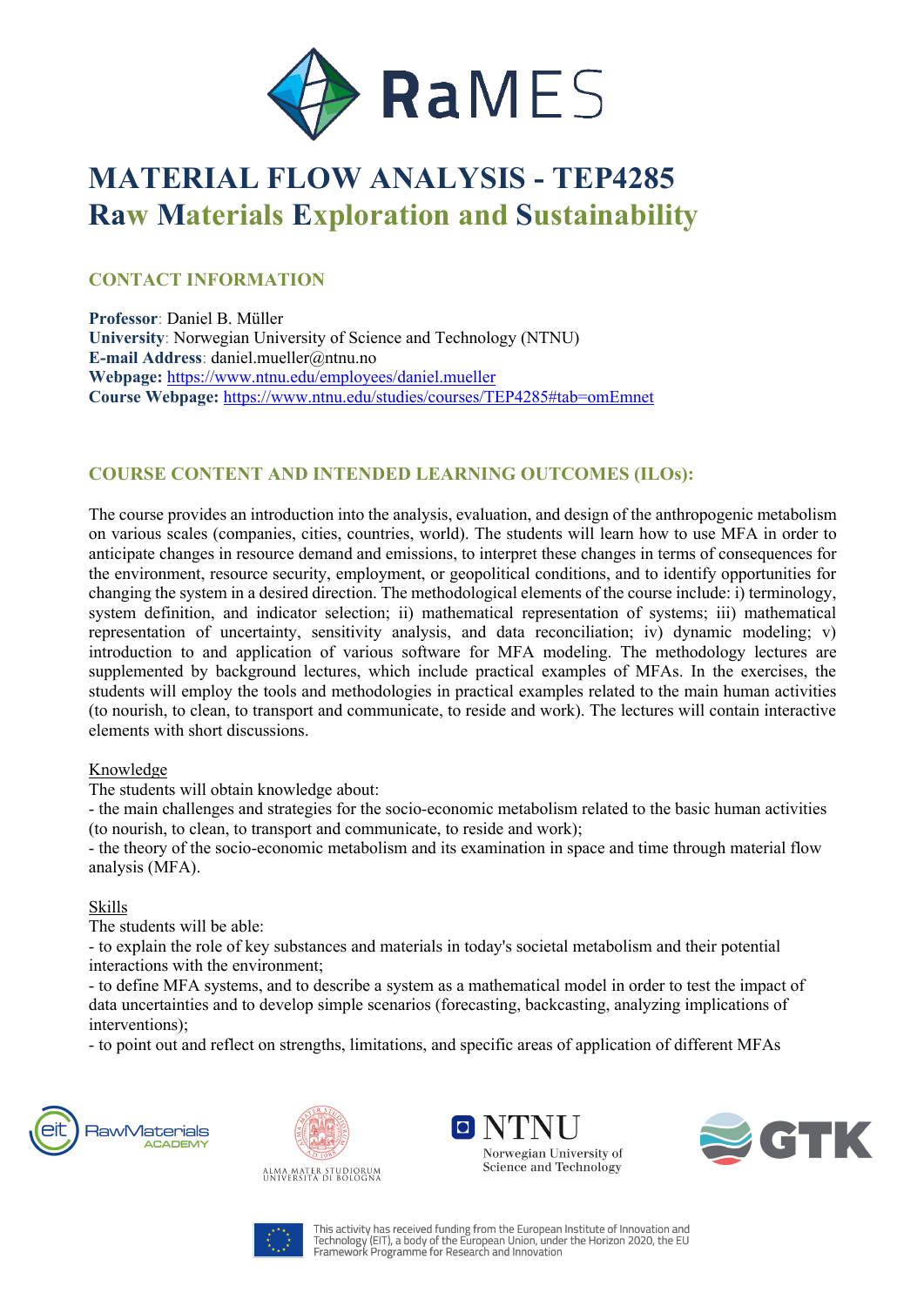# MATERIAL FLOW ANALYSIS - TEP4285

## Raw Materials Exploration and Sustainability

### CONTACT INFORMATION

**Professor**: Daniel B. Müller
**University**: Norwegian University of Science and Technology (NTNU)
**E-mail Address**: daniel.mueller@ntnu.no
**Webpage:** https://www.ntnu.edu/employees/daniel.mueller
**Course Webpage:** https://www.ntnu.edu/studies/courses/TEP4285#tab=omEmnet

### COURSE CONTENT AND INTENDED LEARNING OUTCOMES (ILOs):

The course provides an introduction into the analysis, evaluation, and design of the anthropogenic metabolism on various scales (companies, cities, countries, world). The students will learn how to use MFA in order to anticipate changes in resource demand and emissions, to interpret these changes in terms of consequences for the environment, resource security, employment, or geopolitical conditions, and to identify opportunities for changing the system in a desired direction. The methodological elements of the course include: i) terminology, system definition, and indicator selection; ii) mathematical representation of systems; iii) mathematical representation of uncertainty, sensitivity analysis, and data reconciliation; iv) dynamic modeling; v) introduction to and application of various software for MFA modeling. The methodology lectures are supplemented by background lectures, which include practical examples of MFAs. In the exercises, the students will employ the tools and methodologies in practical examples related to the main human activities (to nourish, to clean, to transport and communicate, to reside and work). The lectures will contain interactive elements with short discussions.

Knowledge

The students will obtain knowledge about:

- the main challenges and strategies for the socio-economic metabolism related to the basic human activities (to nourish, to clean, to transport and communicate, to reside and work);
- the theory of the socio-economic metabolism and its examination in space and time through material flow analysis (MFA).

Skills

The students will be able:

- to explain the role of key substances and materials in today's societal metabolism and their potential interactions with the environment;
- to define MFA systems, and to describe a system as a mathematical model in order to test the impact of data uncertainties and to develop simple scenarios (forecasting, backcasting, analyzing implications of interventions);
- to point out and reflect on strengths, limitations, and specific areas of application of different MFAs

This activity has received funding from the European Institute of Innovation and Technology (EIT), a body of the European Union, under the Horizon 2020, the EU Framework Programme for Research and Innovation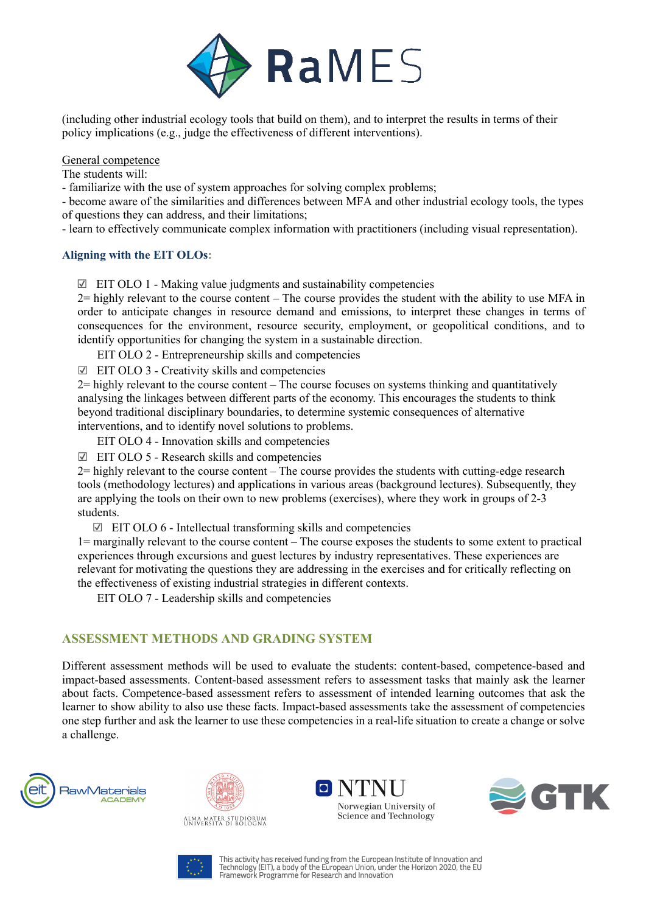(including other industrial ecology tools that build on them), and to interpret the results in terms of their policy implications (e.g., judge the effectiveness of different interventions).

General competence

The students will:

- familiarize with the use of system approaches for solving complex problems;
- become aware of the similarities and differences between MFA and other industrial ecology tools, the types of questions they can address, and their limitations;
- learn to effectively communicate complex information with practitioners (including visual representation).

### Aligning with the EIT OLOs:

☑ EIT OLO 1 - Making value judgments and sustainability competencies

2= highly relevant to the course content – The course provides the student with the ability to use MFA in order to anticipate changes in resource demand and emissions, to interpret these changes in terms of consequences for the environment, resource security, employment, or geopolitical conditions, and to identify opportunities for changing the system in a sustainable direction.

EIT OLO 2 - Entrepreneurship skills and competencies

☑ EIT OLO 3 - Creativity skills and competencies

2= highly relevant to the course content – The course focuses on systems thinking and quantitatively analysing the linkages between different parts of the economy. This encourages the students to think beyond traditional disciplinary boundaries, to determine systemic consequences of alternative interventions, and to identify novel solutions to problems.

EIT OLO 4 - Innovation skills and competencies

☑ EIT OLO 5 - Research skills and competencies

2= highly relevant to the course content – The course provides the students with cutting-edge research tools (methodology lectures) and applications in various areas (background lectures). Subsequently, they are applying the tools on their own to new problems (exercises), where they work in groups of 2-3 students.

☑ EIT OLO 6 - Intellectual transforming skills and competencies

1= marginally relevant to the course content – The course exposes the students to some extent to practical experiences through excursions and guest lectures by industry representatives. These experiences are relevant for motivating the questions they are addressing in the exercises and for critically reflecting on the effectiveness of existing industrial strategies in different contexts.

EIT OLO 7 - Leadership skills and competencies

## ASSESSMENT METHODS AND GRADING SYSTEM

Different assessment methods will be used to evaluate the students: content-based, competence-based and impact-based assessments. Content-based assessment refers to assessment tasks that mainly ask the learner about facts. Competence-based assessment refers to assessment of intended learning outcomes that ask the learner to show ability to also use these facts. Impact-based assessments take the assessment of competencies one step further and ask the learner to use these competencies in a real-life situation to create a change or solve a challenge.

This activity has received funding from the European Institute of Innovation and Technology (EIT), a body of the European Union, under the Horizon 2020, the EU Framework Programme for Research and Innovation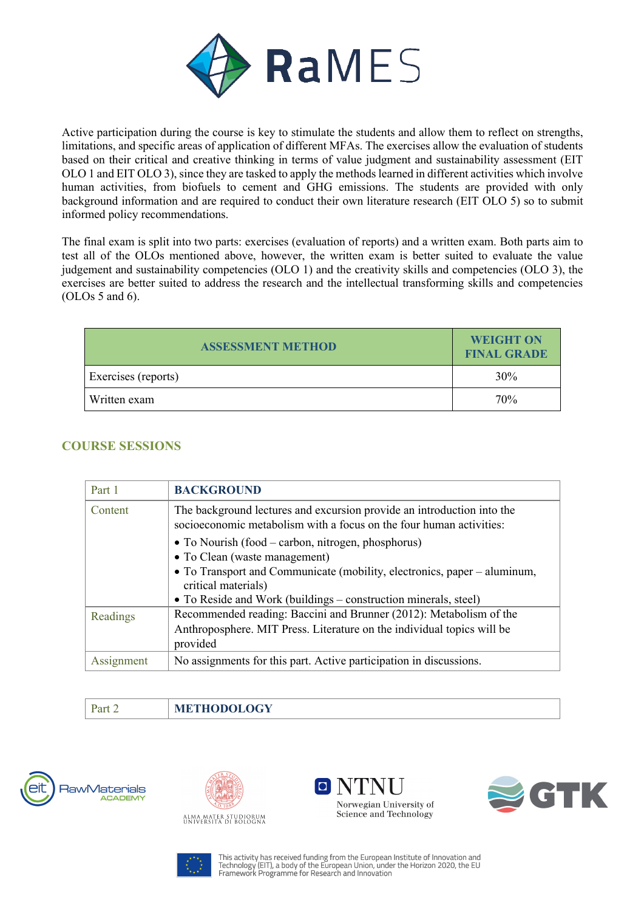Active participation during the course is key to stimulate the students and allow them to reflect on strengths, limitations, and specific areas of application of different MFAs. The exercises allow the evaluation of students based on their critical and creative thinking in terms of value judgment and sustainability assessment (EIT OLO 1 and EIT OLO 3), since they are tasked to apply the methods learned in different activities which involve human activities, from biofuels to cement and GHG emissions. The students are provided with only background information and are required to conduct their own literature research (EIT OLO 5) so to submit informed policy recommendations.

The final exam is split into two parts: exercises (evaluation of reports) and a written exam. Both parts aim to test all of the OLOs mentioned above, however, the written exam is better suited to evaluate the value judgement and sustainability competencies (OLO 1) and the creativity skills and competencies (OLO 3), the exercises are better suited to address the research and the intellectual transforming skills and competencies (OLOs 5 and 6).

| ASSESSMENT METHOD | WEIGHT ON FINAL GRADE |
|---|---|
| Exercises (reports) | 30% |
| Written exam | 70% |

## COURSE SESSIONS

| Part 1 | BACKGROUND |
|---|---|
| Content | The background lectures and excursion provide an introduction into the socioeconomic metabolism with a focus on the four human activities:<br>• To Nourish (food – carbon, nitrogen, phosphorus)<br>• To Clean (waste management)<br>• To Transport and Communicate (mobility, electronics, paper – aluminum, critical materials)<br>• To Reside and Work (buildings – construction minerals, steel) |
| Readings | Recommended reading: Baccini and Brunner (2012): Metabolism of the Anthroposphere. MIT Press. Literature on the individual topics will be provided |
| Assignment | No assignments for this part. Active participation in discussions. |

| Part 2 | METHODOLOGY |
|---|---|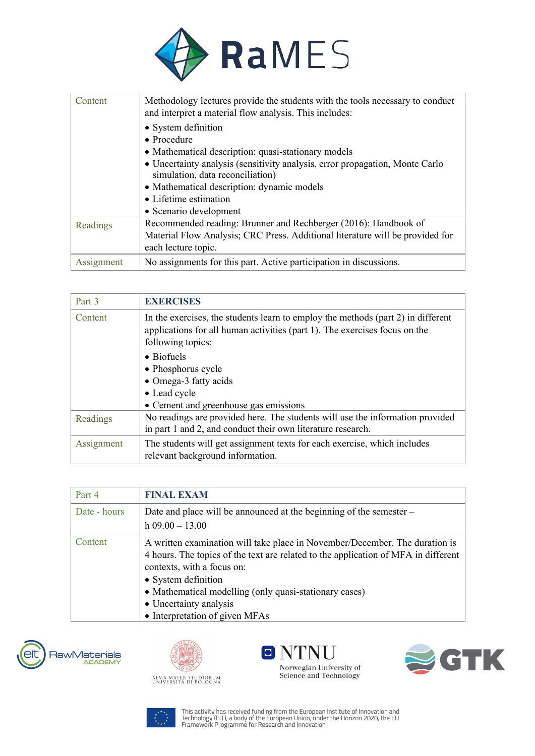| Content | Methodology lectures provide the students with the tools necessary to conduct and interpret a material flow analysis. This includes:<br>• System definition<br>• Procedure<br>• Mathematical description: quasi-stationary models<br>• Uncertainty analysis (sensitivity analysis, error propagation, Monte Carlo simulation, data reconciliation)<br>• Mathematical description: dynamic models<br>• Lifetime estimation<br>• Scenario development |
|---|---|
| Readings | Recommended reading: Brunner and Rechberger (2016): Handbook of Material Flow Analysis; CRC Press. Additional literature will be provided for each lecture topic. |
| Assignment | No assignments for this part. Active participation in discussions. |

| Part 3 | **EXERCISES** |
|---|---|
| Content | In the exercises, the students learn to employ the methods (part 2) in different applications for all human activities (part 1). The exercises focus on the following topics:<br>• Biofuels<br>• Phosphorus cycle<br>• Omega-3 fatty acids<br>• Lead cycle<br>• Cement and greenhouse gas emissions |
| Readings | No readings are provided here. The students will use the information provided in part 1 and 2, and conduct their own literature research. |
| Assignment | The students will get assignment texts for each exercise, which includes relevant background information. |

| Part 4 | **FINAL EXAM** |
|---|---|
| Date - hours | Date and place will be announced at the beginning of the semester – h 09.00 – 13.00 |
| Content | A written examination will take place in November/December. The duration is 4 hours. The topics of the text are related to the application of MFA in different contexts, with a focus on:<br>• System definition<br>• Mathematical modelling (only quasi-stationary cases)<br>• Uncertainty analysis<br>• Interpretation of given MFAs |

This activity has received funding from the European Institute of Innovation and Technology (EIT), a body of the European Union, under the Horizon 2020, the EU Framework Programme for Research and Innovation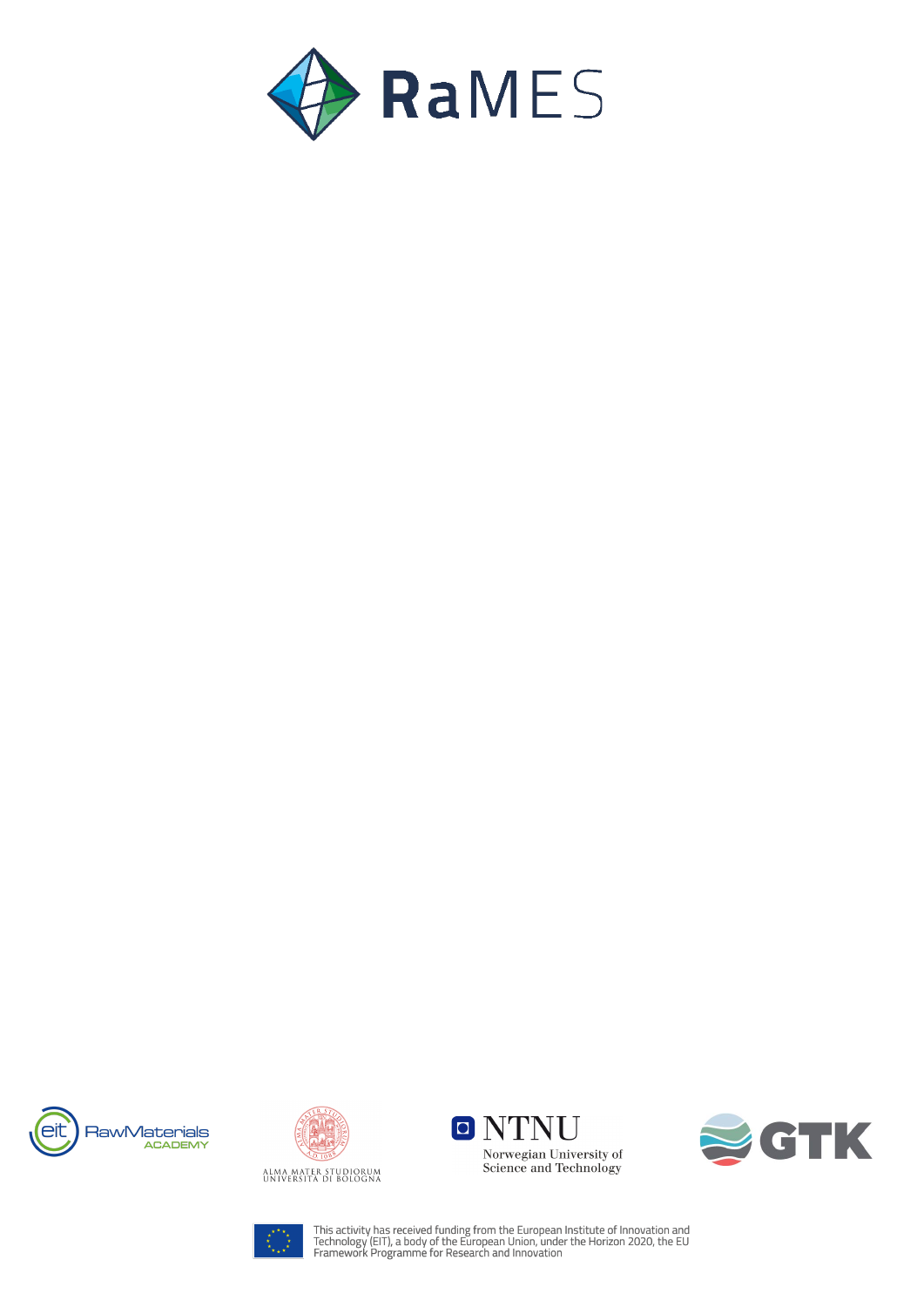RaMES

eit RawMaterials ACADEMY

ALMA MATER STUDIORUM UNIVERSITÀ DI BOLOGNA

NTNU Norwegian University of Science and Technology

GTK

This activity has received funding from the European Institute of Innovation and Technology (EIT), a body of the European Union, under the Horizon 2020, the EU Framework Programme for Research and Innovation